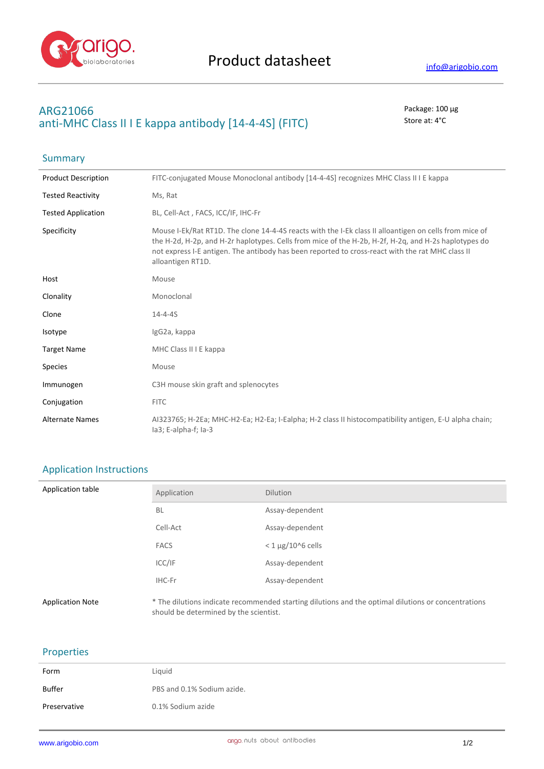# Product datasheet

info@arigobio.com

## ARG21066
## anti-MHC Class II I E kappa antibody [14-4-4S] (FITC)

Package: 100 μg
Store at: 4°C

## Summary

| | |
|---|---|
| Product Description | FITC-conjugated Mouse Monoclonal antibody [14-4-4S] recognizes MHC Class II I E kappa |
| Tested Reactivity | Ms, Rat |
| Tested Application | BL, Cell-Act , FACS, ICC/IF, IHC-Fr |
| Specificity | Mouse I-Ek/Rat RT1D. The clone 14-4-4S reacts with the I-Ek class II alloantigen on cells from mice of the H-2d, H-2p, and H-2r haplotypes. Cells from mice of the H-2b, H-2f, H-2q, and H-2s haplotypes do not express I-E antigen. The antibody has been reported to cross-react with the rat MHC class II alloantigen RT1D. |
| Host | Mouse |
| Clonality | Monoclonal |
| Clone | 14-4-4S |
| Isotype | IgG2a, kappa |
| Target Name | MHC Class II I E kappa |
| Species | Mouse |
| Immunogen | C3H mouse skin graft and splenocytes |
| Conjugation | FITC |
| Alternate Names | AI323765; H-2Ea; MHC-H2-Ea; H2-Ea; I-Ealpha; H-2 class II histocompatibility antigen, E-U alpha chain; Ia3; E-alpha-f; Ia-3 |

## Application Instructions

Application table

| Application | Dilution |
|---|---|
| BL | Assay-dependent |
| Cell-Act | Assay-dependent |
| FACS | < 1 μg/10^6 cells |
| ICC/IF | Assay-dependent |
| IHC-Fr | Assay-dependent |

Application Note: * The dilutions indicate recommended starting dilutions and the optimal dilutions or concentrations should be determined by the scientist.

## Properties

| | |
|---|---|
| Form | Liquid |
| Buffer | PBS and 0.1% Sodium azide. |
| Preservative | 0.1% Sodium azide |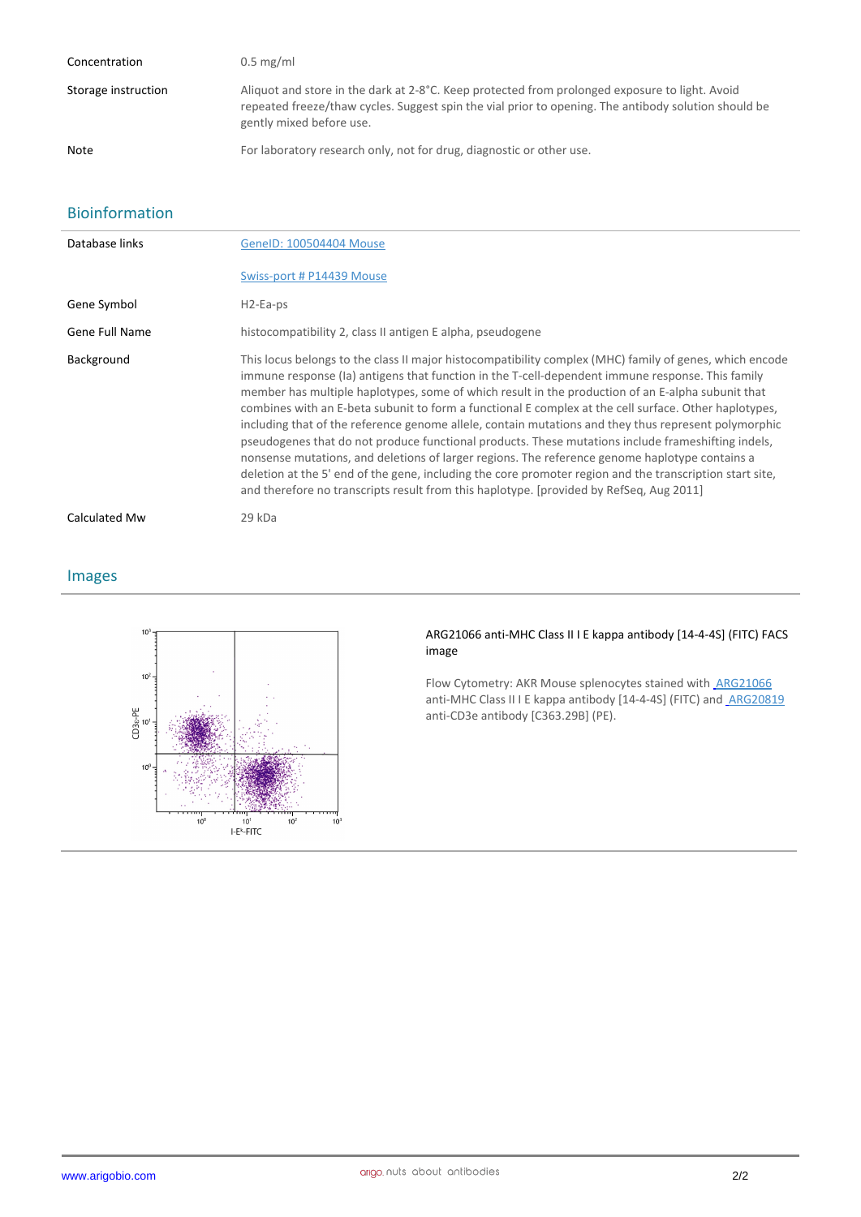| | |
|---|---|
| Concentration | 0.5 mg/ml |
| Storage instruction | Aliquot and store in the dark at 2-8°C. Keep protected from prolonged exposure to light. Avoid repeated freeze/thaw cycles. Suggest spin the vial prior to opening. The antibody solution should be gently mixed before use. |
| Note | For laboratory research only, not for drug, diagnostic or other use. |

## Bioinformation

| | |
|---|---|
| Database links | GeneID: 100504404 Mouse<br>Swiss-port # P14439 Mouse |
| Gene Symbol | H2-Ea-ps |
| Gene Full Name | histocompatibility 2, class II antigen E alpha, pseudogene |
| Background | This locus belongs to the class II major histocompatibility complex (MHC) family of genes, which encode immune response (Ia) antigens that function in the T-cell-dependent immune response. This family member has multiple haplotypes, some of which result in the production of an E-alpha subunit that combines with an E-beta subunit to form a functional E complex at the cell surface. Other haplotypes, including that of the reference genome allele, contain mutations and they thus represent polymorphic pseudogenes that do not produce functional products. These mutations include frameshifting indels, nonsense mutations, and deletions of larger regions. The reference genome haplotype contains a deletion at the 5' end of the gene, including the core promoter region and the transcription start site, and therefore no transcripts result from this haplotype. [provided by RefSeq, Aug 2011] |
| Calculated Mw | 29 kDa |

## Images

CD3ε-PE

I-E[k]-FITC

**ARG21066 anti-MHC Class II I E kappa antibody [14-4-4S] (FITC) FACS image**

Flow Cytometry: AKR Mouse splenocytes stained with ARG21066 anti-MHC Class II I E kappa antibody [14-4-4S] (FITC) and ARG20819 anti-CD3e antibody [C363.29B] (PE).